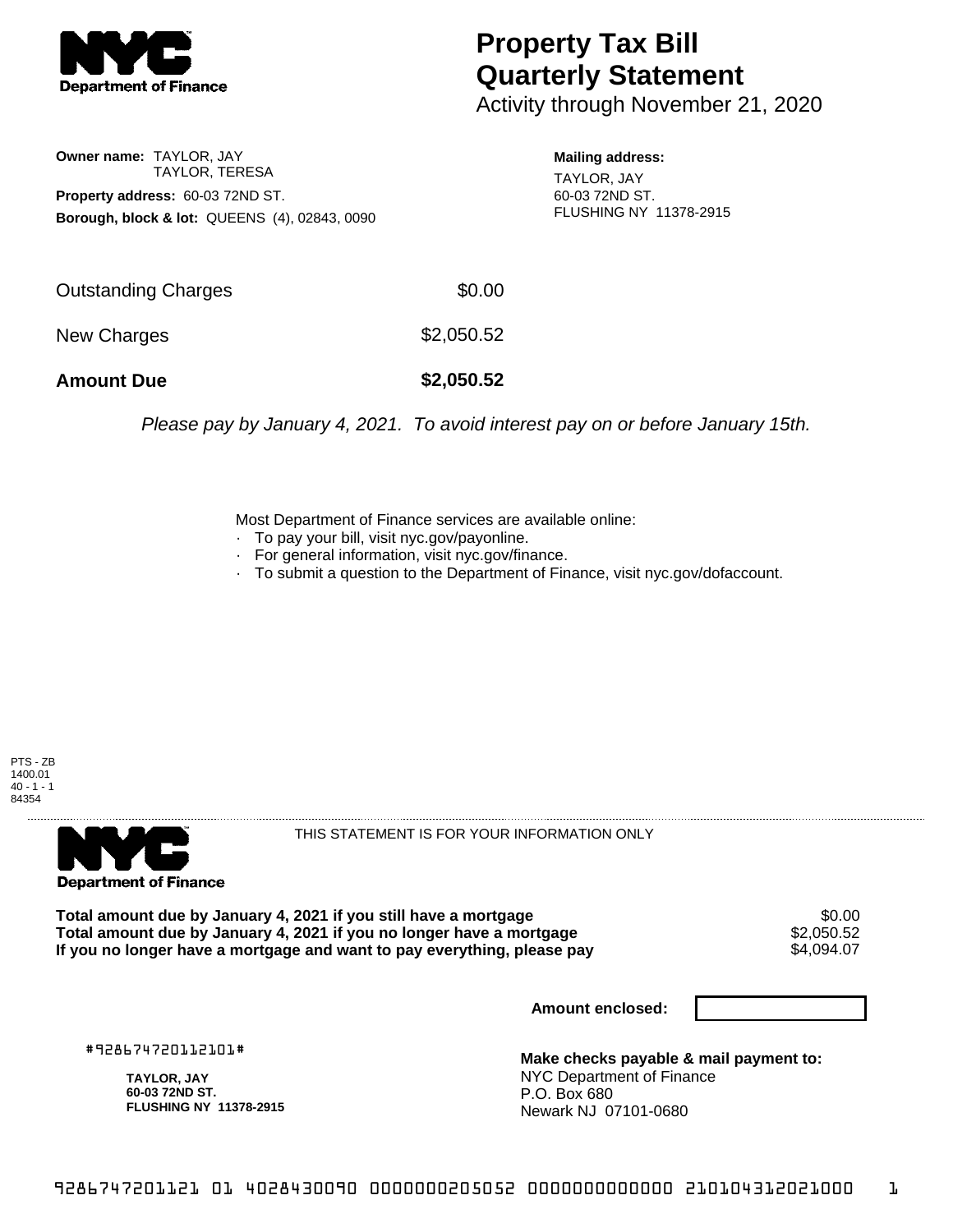NYC Department of Finance

# Property Tax Bill Quarterly Statement

Activity through November 21, 2020

**Owner name:** TAYLOR, JAY
TAYLOR, TERESA

**Property address:** 60-03 72ND ST.

**Borough, block & lot:** QUEENS (4), 02843, 0090

**Mailing address:**
TAYLOR, JAY
60-03 72ND ST.
FLUSHING NY 11378-2915

| | |
|---|---|
| Outstanding Charges | $0.00 |
| New Charges | $2,050.52 |
| **Amount Due** | **$2,050.52** |

*Please pay by January 4, 2021. To avoid interest pay on or before January 15th.*

Most Department of Finance services are available online:

- To pay your bill, visit nyc.gov/payonline.
- For general information, visit nyc.gov/finance.
- To submit a question to the Department of Finance, visit nyc.gov/dofaccount.

PTS - ZB
1400.01
40 - 1 - 1
84354

NYC Department of Finance

THIS STATEMENT IS FOR YOUR INFORMATION ONLY

| | |
|---|---|
| **Total amount due by January 4, 2021 if you still have a mortgage** | $0.00 |
| **Total amount due by January 4, 2021 if you no longer have a mortgage** | $2,050.52 |
| **If you no longer have a mortgage and want to pay everything, please pay** | $4,094.07 |

**Amount enclosed:**

#928674720112101#

**TAYLOR, JAY**
**60-03 72ND ST.**
**FLUSHING NY 11378-2915**

**Make checks payable & mail payment to:**
NYC Department of Finance
P.O. Box 680
Newark NJ 07101-0680

9286747201121 01 4028430090 0000000205052 0000000000000 210104312021000 1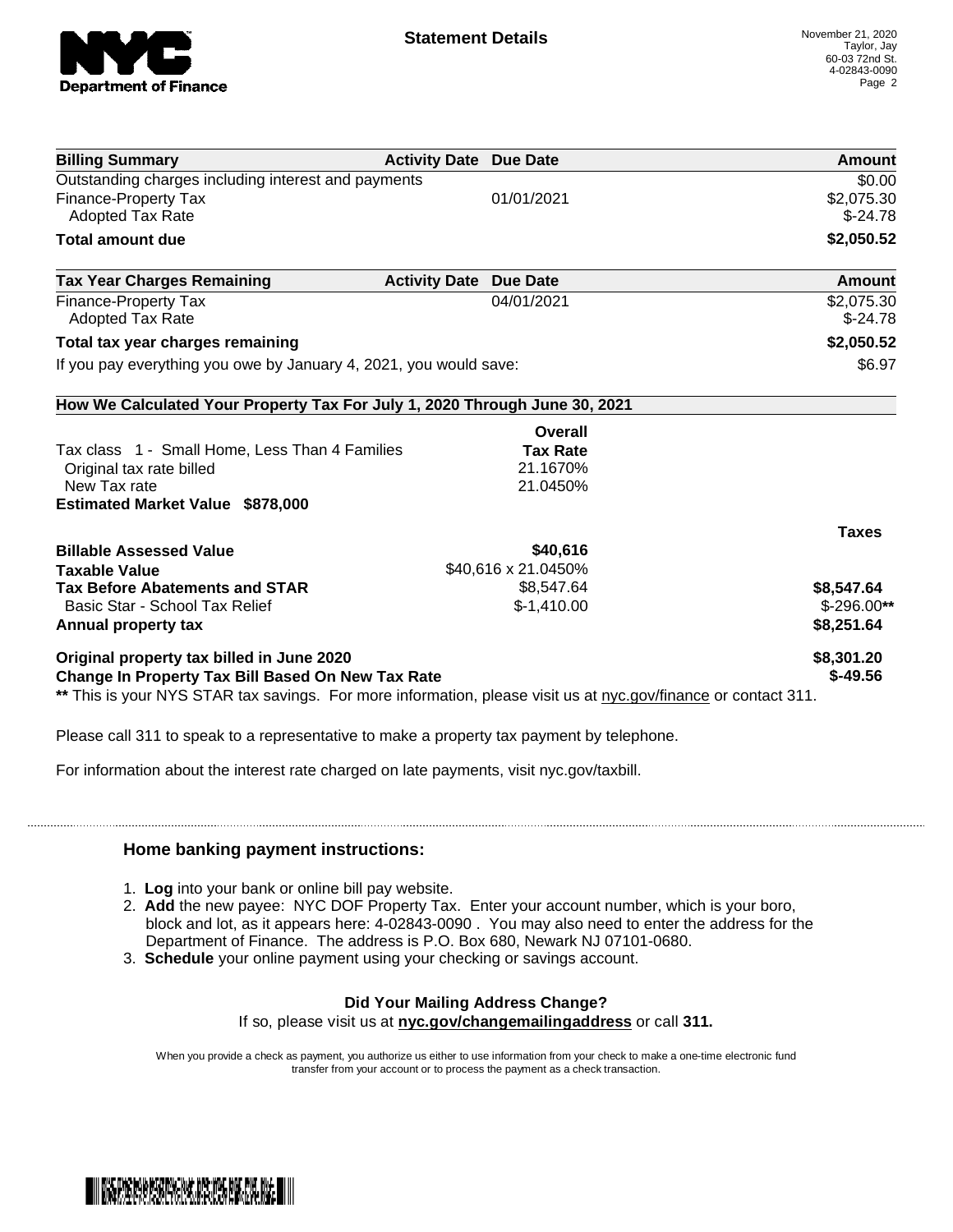# Statement Details

November 21, 2020
Taylor, Jay
60-03 72nd St.
4-02843-0090

| Billing Summary | Activity Date | Due Date | Amount |
| --- | --- | --- | --- |
| Outstanding charges including interest and payments | | | $0.00 |
| Finance-Property Tax | | 01/01/2021 | $2,075.30 |
| Adopted Tax Rate | | | $-24.78 |
| **Total amount due** | | | **$2,050.52** |

| Tax Year Charges Remaining | Activity Date | Due Date | Amount |
| --- | --- | --- | --- |
| Finance-Property Tax | | 04/01/2021 | $2,075.30 |
| Adopted Tax Rate | | | $-24.78 |
| **Total tax year charges remaining** | | | **$2,050.52** |
| If you pay everything you owe by January 4, 2021, you would save: | | | $6.97 |

**How We Calculated Your Property Tax For July 1, 2020 Through June 30, 2021**

| | Overall Tax Rate | Taxes |
| --- | --- | --- |
| Tax class 1 - Small Home, Less Than 4 Families | | |
| Original tax rate billed | 21.1670% | |
| New Tax rate | 21.0450% | |
| **Estimated Market Value $878,000** | | |
| **Billable Assessed Value** | **$40,616** | |
| **Taxable Value** | $40,616 x 21.0450% | |
| **Tax Before Abatements and STAR** | $8,547.64 | **$8,547.64** |
| Basic Star - School Tax Relief | $-1,410.00 | $-296.00** |
| **Annual property tax** | | **$8,251.64** |
| **Original property tax billed in June 2020** | | **$8,301.20** |
| **Change In Property Tax Bill Based On New Tax Rate** | | **$-49.56** |

** This is your NYS STAR tax savings. For more information, please visit us at nyc.gov/finance or contact 311.

Please call 311 to speak to a representative to make a property tax payment by telephone.

For information about the interest rate charged on late payments, visit nyc.gov/taxbill.

## Home banking payment instructions:

1. **Log** into your bank or online bill pay website.
2. **Add** the new payee: NYC DOF Property Tax. Enter your account number, which is your boro, block and lot, as it appears here: 4-02843-0090 . You may also need to enter the address for the Department of Finance. The address is P.O. Box 680, Newark NJ 07101-0680.
3. **Schedule** your online payment using your checking or savings account.

**Did Your Mailing Address Change?**

If so, please visit us at **nyc.gov/changemailingaddress** or call **311.**

When you provide a check as payment, you authorize us either to use information from your check to make a one-time electronic fund transfer from your account or to process the payment as a check transaction.